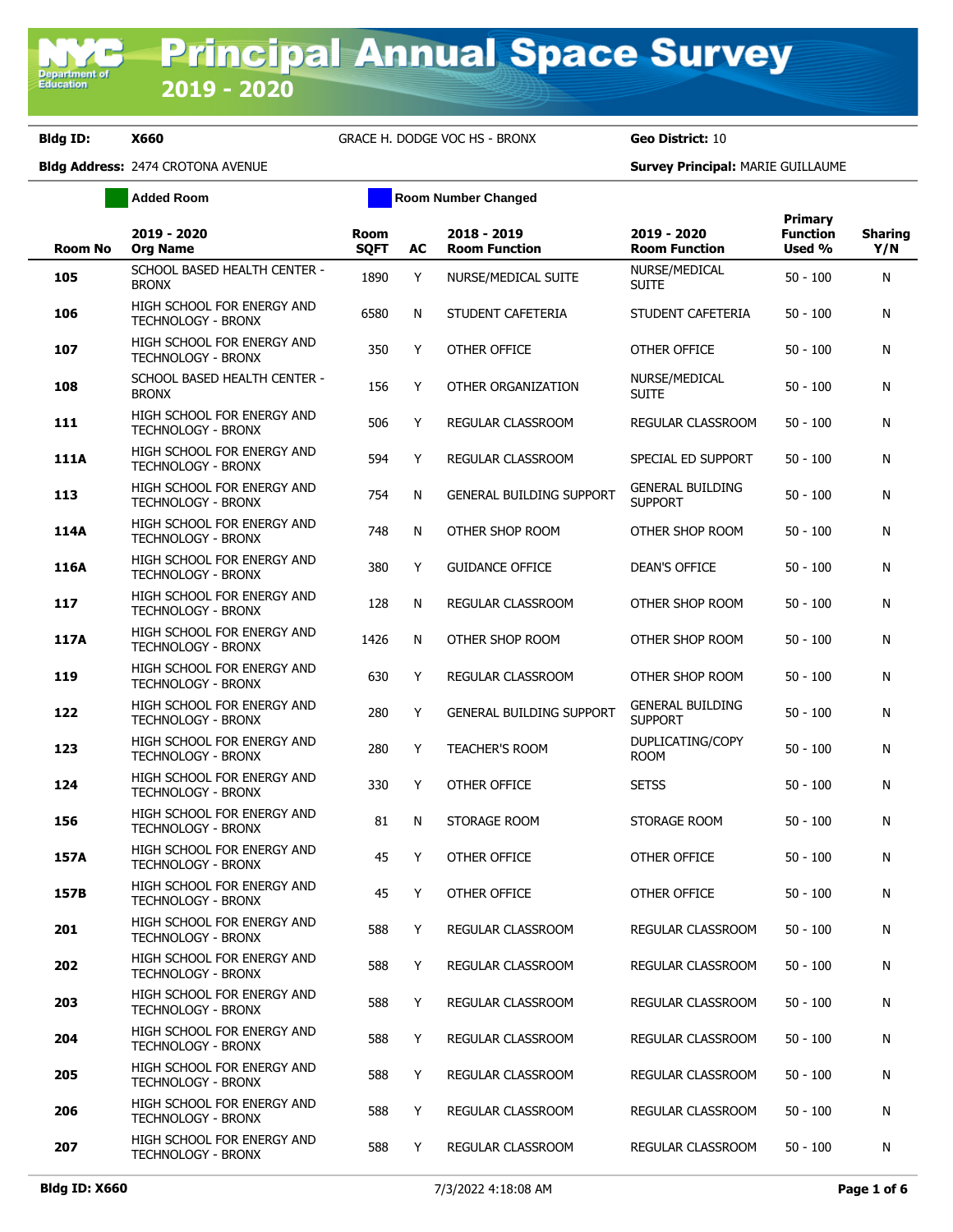# Principal Annual Space Survey 2019 - 2020

**Bldg ID:** X660 GRACE H. DODGE VOC HS - BRONX **Geo District:** 10

**Bldg Address:** 2474 CROTONA AVENUE **Survey Principal:** MARIE GUILLAUME

Added Room | Room Number Changed

| Room No | 2019 - 2020 Org Name | Room SQFT | AC | 2018 - 2019 Room Function | 2019 - 2020 Room Function | Primary Function Used % | Sharing Y/N |
|---|---|---|---|---|---|---|---|
| 105 | SCHOOL BASED HEALTH CENTER - BRONX | 1890 | Y | NURSE/MEDICAL SUITE | NURSE/MEDICAL SUITE | 50 - 100 | N |
| 106 | HIGH SCHOOL FOR ENERGY AND TECHNOLOGY - BRONX | 6580 | N | STUDENT CAFETERIA | STUDENT CAFETERIA | 50 - 100 | N |
| 107 | HIGH SCHOOL FOR ENERGY AND TECHNOLOGY - BRONX | 350 | Y | OTHER OFFICE | OTHER OFFICE | 50 - 100 | N |
| 108 | SCHOOL BASED HEALTH CENTER - BRONX | 156 | Y | OTHER ORGANIZATION | NURSE/MEDICAL SUITE | 50 - 100 | N |
| 111 | HIGH SCHOOL FOR ENERGY AND TECHNOLOGY - BRONX | 506 | Y | REGULAR CLASSROOM | REGULAR CLASSROOM | 50 - 100 | N |
| 111A | HIGH SCHOOL FOR ENERGY AND TECHNOLOGY - BRONX | 594 | Y | REGULAR CLASSROOM | SPECIAL ED SUPPORT | 50 - 100 | N |
| 113 | HIGH SCHOOL FOR ENERGY AND TECHNOLOGY - BRONX | 754 | N | GENERAL BUILDING SUPPORT | GENERAL BUILDING SUPPORT | 50 - 100 | N |
| 114A | HIGH SCHOOL FOR ENERGY AND TECHNOLOGY - BRONX | 748 | N | OTHER SHOP ROOM | OTHER SHOP ROOM | 50 - 100 | N |
| 116A | HIGH SCHOOL FOR ENERGY AND TECHNOLOGY - BRONX | 380 | Y | GUIDANCE OFFICE | DEAN'S OFFICE | 50 - 100 | N |
| 117 | HIGH SCHOOL FOR ENERGY AND TECHNOLOGY - BRONX | 128 | N | REGULAR CLASSROOM | OTHER SHOP ROOM | 50 - 100 | N |
| 117A | HIGH SCHOOL FOR ENERGY AND TECHNOLOGY - BRONX | 1426 | N | OTHER SHOP ROOM | OTHER SHOP ROOM | 50 - 100 | N |
| 119 | HIGH SCHOOL FOR ENERGY AND TECHNOLOGY - BRONX | 630 | Y | REGULAR CLASSROOM | OTHER SHOP ROOM | 50 - 100 | N |
| 122 | HIGH SCHOOL FOR ENERGY AND TECHNOLOGY - BRONX | 280 | Y | GENERAL BUILDING SUPPORT | GENERAL BUILDING SUPPORT | 50 - 100 | N |
| 123 | HIGH SCHOOL FOR ENERGY AND TECHNOLOGY - BRONX | 280 | Y | TEACHER'S ROOM | DUPLICATING/COPY ROOM | 50 - 100 | N |
| 124 | HIGH SCHOOL FOR ENERGY AND TECHNOLOGY - BRONX | 330 | Y | OTHER OFFICE | SETSS | 50 - 100 | N |
| 156 | HIGH SCHOOL FOR ENERGY AND TECHNOLOGY - BRONX | 81 | N | STORAGE ROOM | STORAGE ROOM | 50 - 100 | N |
| 157A | HIGH SCHOOL FOR ENERGY AND TECHNOLOGY - BRONX | 45 | Y | OTHER OFFICE | OTHER OFFICE | 50 - 100 | N |
| 157B | HIGH SCHOOL FOR ENERGY AND TECHNOLOGY - BRONX | 45 | Y | OTHER OFFICE | OTHER OFFICE | 50 - 100 | N |
| 201 | HIGH SCHOOL FOR ENERGY AND TECHNOLOGY - BRONX | 588 | Y | REGULAR CLASSROOM | REGULAR CLASSROOM | 50 - 100 | N |
| 202 | HIGH SCHOOL FOR ENERGY AND TECHNOLOGY - BRONX | 588 | Y | REGULAR CLASSROOM | REGULAR CLASSROOM | 50 - 100 | N |
| 203 | HIGH SCHOOL FOR ENERGY AND TECHNOLOGY - BRONX | 588 | Y | REGULAR CLASSROOM | REGULAR CLASSROOM | 50 - 100 | N |
| 204 | HIGH SCHOOL FOR ENERGY AND TECHNOLOGY - BRONX | 588 | Y | REGULAR CLASSROOM | REGULAR CLASSROOM | 50 - 100 | N |
| 205 | HIGH SCHOOL FOR ENERGY AND TECHNOLOGY - BRONX | 588 | Y | REGULAR CLASSROOM | REGULAR CLASSROOM | 50 - 100 | N |
| 206 | HIGH SCHOOL FOR ENERGY AND TECHNOLOGY - BRONX | 588 | Y | REGULAR CLASSROOM | REGULAR CLASSROOM | 50 - 100 | N |
| 207 | HIGH SCHOOL FOR ENERGY AND TECHNOLOGY - BRONX | 588 | Y | REGULAR CLASSROOM | REGULAR CLASSROOM | 50 - 100 | N |

**Bldg ID: X660** 7/3/2022 4:18:08 AM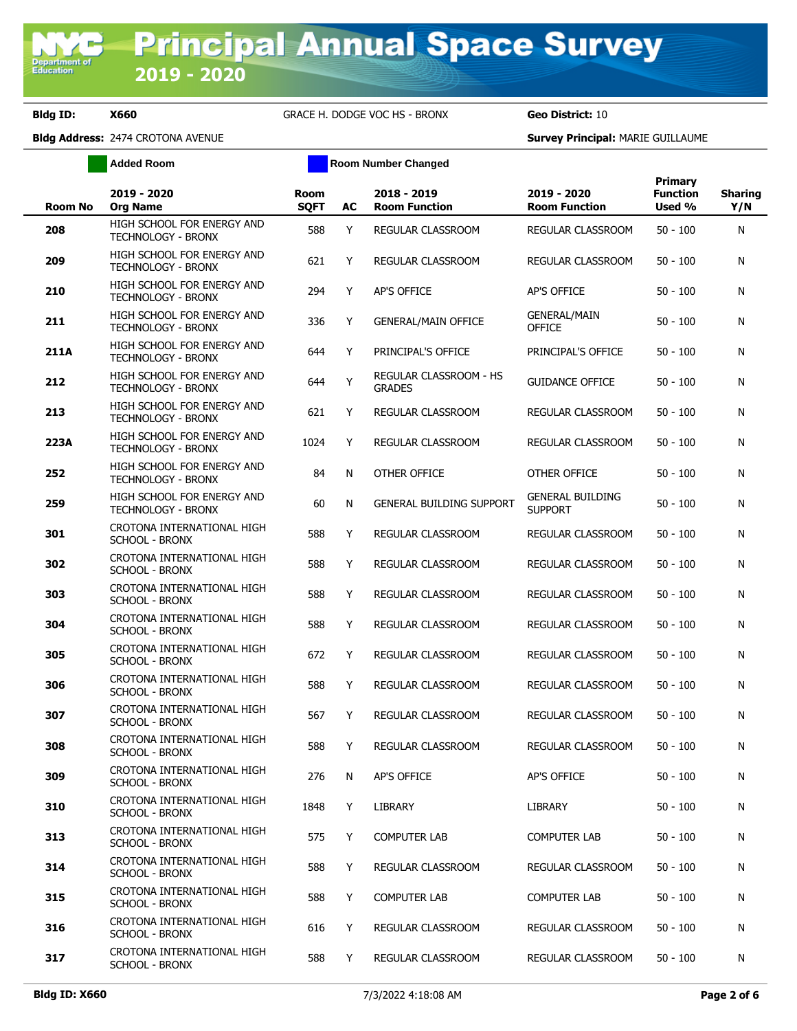# Principal Annual Space Survey 2019 - 2020

**Bldg ID:** X660 GRACE H. DODGE VOC HS - BRONX **Geo District:** 10

**Bldg Address:** 2474 CROTONA AVENUE **Survey Principal:** MARIE GUILLAUME

Added Room | Room Number Changed

| Room No | 2019 - 2020 Org Name | Room SQFT | AC | 2018 - 2019 Room Function | 2019 - 2020 Room Function | Primary Function Used % | Sharing Y/N |
|---|---|---|---|---|---|---|---|
| 208 | HIGH SCHOOL FOR ENERGY AND TECHNOLOGY - BRONX | 588 | Y | REGULAR CLASSROOM | REGULAR CLASSROOM | 50 - 100 | N |
| 209 | HIGH SCHOOL FOR ENERGY AND TECHNOLOGY - BRONX | 621 | Y | REGULAR CLASSROOM | REGULAR CLASSROOM | 50 - 100 | N |
| 210 | HIGH SCHOOL FOR ENERGY AND TECHNOLOGY - BRONX | 294 | Y | AP'S OFFICE | AP'S OFFICE | 50 - 100 | N |
| 211 | HIGH SCHOOL FOR ENERGY AND TECHNOLOGY - BRONX | 336 | Y | GENERAL/MAIN OFFICE | GENERAL/MAIN OFFICE | 50 - 100 | N |
| 211A | HIGH SCHOOL FOR ENERGY AND TECHNOLOGY - BRONX | 644 | Y | PRINCIPAL'S OFFICE | PRINCIPAL'S OFFICE | 50 - 100 | N |
| 212 | HIGH SCHOOL FOR ENERGY AND TECHNOLOGY - BRONX | 644 | Y | REGULAR CLASSROOM - HS GRADES | GUIDANCE OFFICE | 50 - 100 | N |
| 213 | HIGH SCHOOL FOR ENERGY AND TECHNOLOGY - BRONX | 621 | Y | REGULAR CLASSROOM | REGULAR CLASSROOM | 50 - 100 | N |
| 223A | HIGH SCHOOL FOR ENERGY AND TECHNOLOGY - BRONX | 1024 | Y | REGULAR CLASSROOM | REGULAR CLASSROOM | 50 - 100 | N |
| 252 | HIGH SCHOOL FOR ENERGY AND TECHNOLOGY - BRONX | 84 | N | OTHER OFFICE | OTHER OFFICE | 50 - 100 | N |
| 259 | HIGH SCHOOL FOR ENERGY AND TECHNOLOGY - BRONX | 60 | N | GENERAL BUILDING SUPPORT | GENERAL BUILDING SUPPORT | 50 - 100 | N |
| 301 | CROTONA INTERNATIONAL HIGH SCHOOL - BRONX | 588 | Y | REGULAR CLASSROOM | REGULAR CLASSROOM | 50 - 100 | N |
| 302 | CROTONA INTERNATIONAL HIGH SCHOOL - BRONX | 588 | Y | REGULAR CLASSROOM | REGULAR CLASSROOM | 50 - 100 | N |
| 303 | CROTONA INTERNATIONAL HIGH SCHOOL - BRONX | 588 | Y | REGULAR CLASSROOM | REGULAR CLASSROOM | 50 - 100 | N |
| 304 | CROTONA INTERNATIONAL HIGH SCHOOL - BRONX | 588 | Y | REGULAR CLASSROOM | REGULAR CLASSROOM | 50 - 100 | N |
| 305 | CROTONA INTERNATIONAL HIGH SCHOOL - BRONX | 672 | Y | REGULAR CLASSROOM | REGULAR CLASSROOM | 50 - 100 | N |
| 306 | CROTONA INTERNATIONAL HIGH SCHOOL - BRONX | 588 | Y | REGULAR CLASSROOM | REGULAR CLASSROOM | 50 - 100 | N |
| 307 | CROTONA INTERNATIONAL HIGH SCHOOL - BRONX | 567 | Y | REGULAR CLASSROOM | REGULAR CLASSROOM | 50 - 100 | N |
| 308 | CROTONA INTERNATIONAL HIGH SCHOOL - BRONX | 588 | Y | REGULAR CLASSROOM | REGULAR CLASSROOM | 50 - 100 | N |
| 309 | CROTONA INTERNATIONAL HIGH SCHOOL - BRONX | 276 | N | AP'S OFFICE | AP'S OFFICE | 50 - 100 | N |
| 310 | CROTONA INTERNATIONAL HIGH SCHOOL - BRONX | 1848 | Y | LIBRARY | LIBRARY | 50 - 100 | N |
| 313 | CROTONA INTERNATIONAL HIGH SCHOOL - BRONX | 575 | Y | COMPUTER LAB | COMPUTER LAB | 50 - 100 | N |
| 314 | CROTONA INTERNATIONAL HIGH SCHOOL - BRONX | 588 | Y | REGULAR CLASSROOM | REGULAR CLASSROOM | 50 - 100 | N |
| 315 | CROTONA INTERNATIONAL HIGH SCHOOL - BRONX | 588 | Y | COMPUTER LAB | COMPUTER LAB | 50 - 100 | N |
| 316 | CROTONA INTERNATIONAL HIGH SCHOOL - BRONX | 616 | Y | REGULAR CLASSROOM | REGULAR CLASSROOM | 50 - 100 | N |
| 317 | CROTONA INTERNATIONAL HIGH SCHOOL - BRONX | 588 | Y | REGULAR CLASSROOM | REGULAR CLASSROOM | 50 - 100 | N |

**Bldg ID: X660** 7/3/2022 4:18:08 AM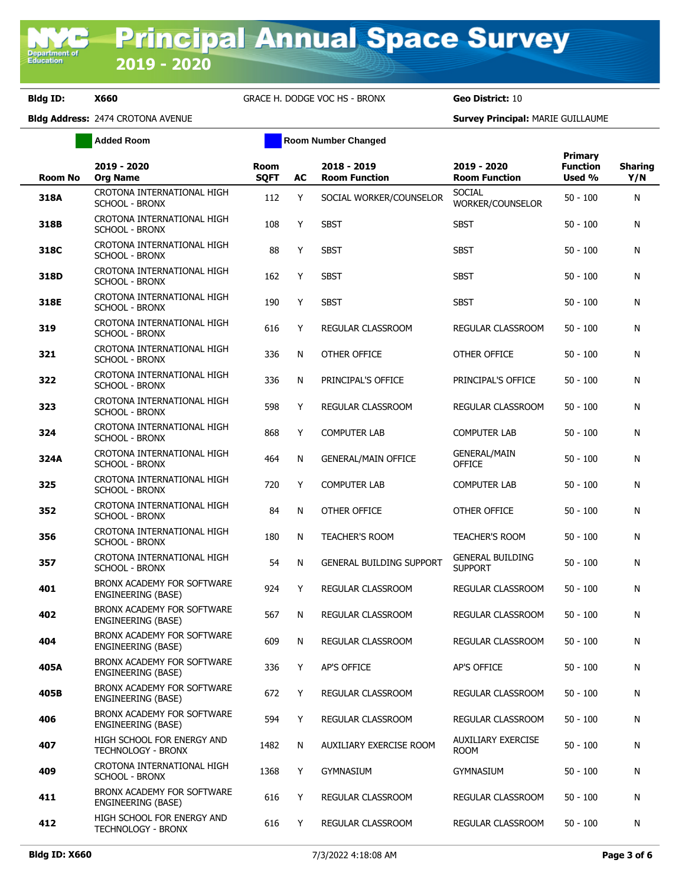# Principal Annual Space Survey 2019 - 2020

**Bldg ID:** X660 GRACE H. DODGE VOC HS - BRONX **Geo District:** 10

**Bldg Address:** 2474 CROTONA AVENUE **Survey Principal:** MARIE GUILLAUME

Added Room | Room Number Changed

| Room No | 2019 - 2020 Org Name | Room SQFT | AC | 2018 - 2019 Room Function | 2019 - 2020 Room Function | Primary Function Used % | Sharing Y/N |
|---|---|---|---|---|---|---|---|
| 318A | CROTONA INTERNATIONAL HIGH SCHOOL - BRONX | 112 | Y | SOCIAL WORKER/COUNSELOR | SOCIAL WORKER/COUNSELOR | 50 - 100 | N |
| 318B | CROTONA INTERNATIONAL HIGH SCHOOL - BRONX | 108 | Y | SBST | SBST | 50 - 100 | N |
| 318C | CROTONA INTERNATIONAL HIGH SCHOOL - BRONX | 88 | Y | SBST | SBST | 50 - 100 | N |
| 318D | CROTONA INTERNATIONAL HIGH SCHOOL - BRONX | 162 | Y | SBST | SBST | 50 - 100 | N |
| 318E | CROTONA INTERNATIONAL HIGH SCHOOL - BRONX | 190 | Y | SBST | SBST | 50 - 100 | N |
| 319 | CROTONA INTERNATIONAL HIGH SCHOOL - BRONX | 616 | Y | REGULAR CLASSROOM | REGULAR CLASSROOM | 50 - 100 | N |
| 321 | CROTONA INTERNATIONAL HIGH SCHOOL - BRONX | 336 | N | OTHER OFFICE | OTHER OFFICE | 50 - 100 | N |
| 322 | CROTONA INTERNATIONAL HIGH SCHOOL - BRONX | 336 | N | PRINCIPAL'S OFFICE | PRINCIPAL'S OFFICE | 50 - 100 | N |
| 323 | CROTONA INTERNATIONAL HIGH SCHOOL - BRONX | 598 | Y | REGULAR CLASSROOM | REGULAR CLASSROOM | 50 - 100 | N |
| 324 | CROTONA INTERNATIONAL HIGH SCHOOL - BRONX | 868 | Y | COMPUTER LAB | COMPUTER LAB | 50 - 100 | N |
| 324A | CROTONA INTERNATIONAL HIGH SCHOOL - BRONX | 464 | N | GENERAL/MAIN OFFICE | GENERAL/MAIN OFFICE | 50 - 100 | N |
| 325 | CROTONA INTERNATIONAL HIGH SCHOOL - BRONX | 720 | Y | COMPUTER LAB | COMPUTER LAB | 50 - 100 | N |
| 352 | CROTONA INTERNATIONAL HIGH SCHOOL - BRONX | 84 | N | OTHER OFFICE | OTHER OFFICE | 50 - 100 | N |
| 356 | CROTONA INTERNATIONAL HIGH SCHOOL - BRONX | 180 | N | TEACHER'S ROOM | TEACHER'S ROOM | 50 - 100 | N |
| 357 | CROTONA INTERNATIONAL HIGH SCHOOL - BRONX | 54 | N | GENERAL BUILDING SUPPORT | GENERAL BUILDING SUPPORT | 50 - 100 | N |
| 401 | BRONX ACADEMY FOR SOFTWARE ENGINEERING (BASE) | 924 | Y | REGULAR CLASSROOM | REGULAR CLASSROOM | 50 - 100 | N |
| 402 | BRONX ACADEMY FOR SOFTWARE ENGINEERING (BASE) | 567 | N | REGULAR CLASSROOM | REGULAR CLASSROOM | 50 - 100 | N |
| 404 | BRONX ACADEMY FOR SOFTWARE ENGINEERING (BASE) | 609 | N | REGULAR CLASSROOM | REGULAR CLASSROOM | 50 - 100 | N |
| 405A | BRONX ACADEMY FOR SOFTWARE ENGINEERING (BASE) | 336 | Y | AP'S OFFICE | AP'S OFFICE | 50 - 100 | N |
| 405B | BRONX ACADEMY FOR SOFTWARE ENGINEERING (BASE) | 672 | Y | REGULAR CLASSROOM | REGULAR CLASSROOM | 50 - 100 | N |
| 406 | BRONX ACADEMY FOR SOFTWARE ENGINEERING (BASE) | 594 | Y | REGULAR CLASSROOM | REGULAR CLASSROOM | 50 - 100 | N |
| 407 | HIGH SCHOOL FOR ENERGY AND TECHNOLOGY - BRONX | 1482 | N | AUXILIARY EXERCISE ROOM | AUXILIARY EXERCISE ROOM | 50 - 100 | N |
| 409 | CROTONA INTERNATIONAL HIGH SCHOOL - BRONX | 1368 | Y | GYMNASIUM | GYMNASIUM | 50 - 100 | N |
| 411 | BRONX ACADEMY FOR SOFTWARE ENGINEERING (BASE) | 616 | Y | REGULAR CLASSROOM | REGULAR CLASSROOM | 50 - 100 | N |
| 412 | HIGH SCHOOL FOR ENERGY AND TECHNOLOGY - BRONX | 616 | Y | REGULAR CLASSROOM | REGULAR CLASSROOM | 50 - 100 | N |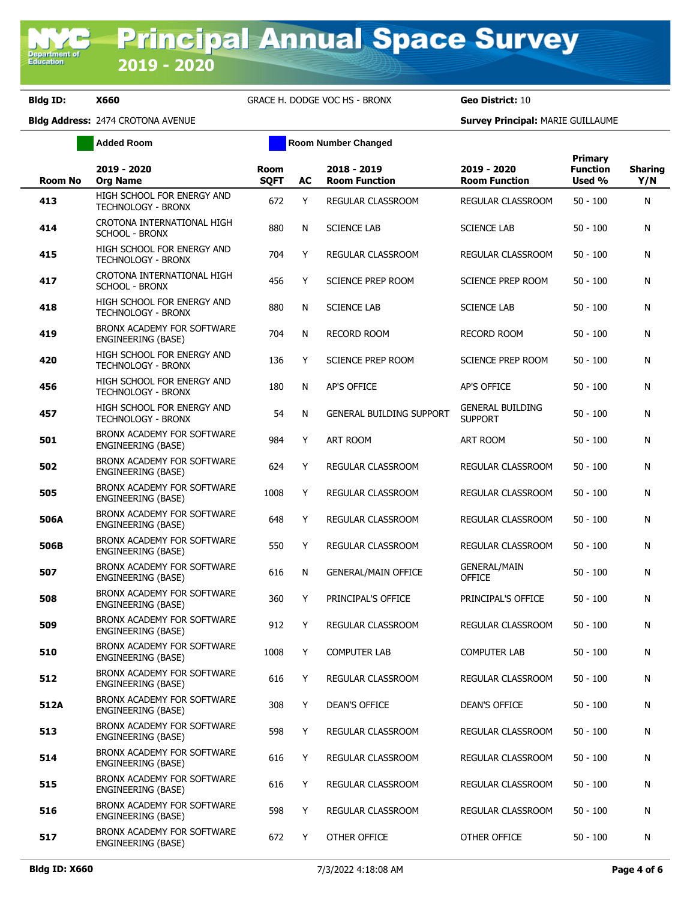# Principal Annual Space Survey 2019 - 2020

**Bldg ID:** X660 GRACE H. DODGE VOC HS - BRONX **Geo District:** 10

**Bldg Address:** 2474 CROTONA AVENUE **Survey Principal:** MARIE GUILLAUME

Added Room | Room Number Changed

| Room No | 2019 - 2020 Org Name | Room SQFT | AC | 2018 - 2019 Room Function | 2019 - 2020 Room Function | Primary Function Used % | Sharing Y/N |
|---|---|---|---|---|---|---|---|
| 413 | HIGH SCHOOL FOR ENERGY AND TECHNOLOGY - BRONX | 672 | Y | REGULAR CLASSROOM | REGULAR CLASSROOM | 50 - 100 | N |
| 414 | CROTONA INTERNATIONAL HIGH SCHOOL - BRONX | 880 | N | SCIENCE LAB | SCIENCE LAB | 50 - 100 | N |
| 415 | HIGH SCHOOL FOR ENERGY AND TECHNOLOGY - BRONX | 704 | Y | REGULAR CLASSROOM | REGULAR CLASSROOM | 50 - 100 | N |
| 417 | CROTONA INTERNATIONAL HIGH SCHOOL - BRONX | 456 | Y | SCIENCE PREP ROOM | SCIENCE PREP ROOM | 50 - 100 | N |
| 418 | HIGH SCHOOL FOR ENERGY AND TECHNOLOGY - BRONX | 880 | N | SCIENCE LAB | SCIENCE LAB | 50 - 100 | N |
| 419 | BRONX ACADEMY FOR SOFTWARE ENGINEERING (BASE) | 704 | N | RECORD ROOM | RECORD ROOM | 50 - 100 | N |
| 420 | HIGH SCHOOL FOR ENERGY AND TECHNOLOGY - BRONX | 136 | Y | SCIENCE PREP ROOM | SCIENCE PREP ROOM | 50 - 100 | N |
| 456 | HIGH SCHOOL FOR ENERGY AND TECHNOLOGY - BRONX | 180 | N | AP'S OFFICE | AP'S OFFICE | 50 - 100 | N |
| 457 | HIGH SCHOOL FOR ENERGY AND TECHNOLOGY - BRONX | 54 | N | GENERAL BUILDING SUPPORT | GENERAL BUILDING SUPPORT | 50 - 100 | N |
| 501 | BRONX ACADEMY FOR SOFTWARE ENGINEERING (BASE) | 984 | Y | ART ROOM | ART ROOM | 50 - 100 | N |
| 502 | BRONX ACADEMY FOR SOFTWARE ENGINEERING (BASE) | 624 | Y | REGULAR CLASSROOM | REGULAR CLASSROOM | 50 - 100 | N |
| 505 | BRONX ACADEMY FOR SOFTWARE ENGINEERING (BASE) | 1008 | Y | REGULAR CLASSROOM | REGULAR CLASSROOM | 50 - 100 | N |
| 506A | BRONX ACADEMY FOR SOFTWARE ENGINEERING (BASE) | 648 | Y | REGULAR CLASSROOM | REGULAR CLASSROOM | 50 - 100 | N |
| 506B | BRONX ACADEMY FOR SOFTWARE ENGINEERING (BASE) | 550 | Y | REGULAR CLASSROOM | REGULAR CLASSROOM | 50 - 100 | N |
| 507 | BRONX ACADEMY FOR SOFTWARE ENGINEERING (BASE) | 616 | N | GENERAL/MAIN OFFICE | GENERAL/MAIN OFFICE | 50 - 100 | N |
| 508 | BRONX ACADEMY FOR SOFTWARE ENGINEERING (BASE) | 360 | Y | PRINCIPAL'S OFFICE | PRINCIPAL'S OFFICE | 50 - 100 | N |
| 509 | BRONX ACADEMY FOR SOFTWARE ENGINEERING (BASE) | 912 | Y | REGULAR CLASSROOM | REGULAR CLASSROOM | 50 - 100 | N |
| 510 | BRONX ACADEMY FOR SOFTWARE ENGINEERING (BASE) | 1008 | Y | COMPUTER LAB | COMPUTER LAB | 50 - 100 | N |
| 512 | BRONX ACADEMY FOR SOFTWARE ENGINEERING (BASE) | 616 | Y | REGULAR CLASSROOM | REGULAR CLASSROOM | 50 - 100 | N |
| 512A | BRONX ACADEMY FOR SOFTWARE ENGINEERING (BASE) | 308 | Y | DEAN'S OFFICE | DEAN'S OFFICE | 50 - 100 | N |
| 513 | BRONX ACADEMY FOR SOFTWARE ENGINEERING (BASE) | 598 | Y | REGULAR CLASSROOM | REGULAR CLASSROOM | 50 - 100 | N |
| 514 | BRONX ACADEMY FOR SOFTWARE ENGINEERING (BASE) | 616 | Y | REGULAR CLASSROOM | REGULAR CLASSROOM | 50 - 100 | N |
| 515 | BRONX ACADEMY FOR SOFTWARE ENGINEERING (BASE) | 616 | Y | REGULAR CLASSROOM | REGULAR CLASSROOM | 50 - 100 | N |
| 516 | BRONX ACADEMY FOR SOFTWARE ENGINEERING (BASE) | 598 | Y | REGULAR CLASSROOM | REGULAR CLASSROOM | 50 - 100 | N |
| 517 | BRONX ACADEMY FOR SOFTWARE ENGINEERING (BASE) | 672 | Y | OTHER OFFICE | OTHER OFFICE | 50 - 100 | N |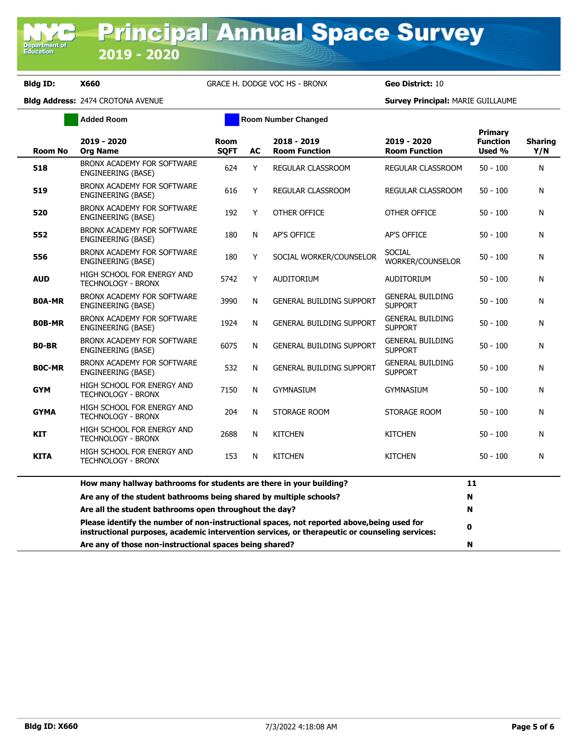# Principal Annual Space Survey
## 2019 - 2020

**Bldg ID:** X660 GRACE H. DODGE VOC HS - BRONX **Geo District:** 10

**Bldg Address:** 2474 CROTONA AVENUE **Survey Principal:** MARIE GUILLAUME

Added Room | Room Number Changed

| Room No | 2019 - 2020 Org Name | Room SQFT | AC | 2018 - 2019 Room Function | 2019 - 2020 Room Function | Primary Function Used % | Sharing Y/N |
|---|---|---|---|---|---|---|---|
| 518 | BRONX ACADEMY FOR SOFTWARE ENGINEERING (BASE) | 624 | Y | REGULAR CLASSROOM | REGULAR CLASSROOM | 50 - 100 | N |
| 519 | BRONX ACADEMY FOR SOFTWARE ENGINEERING (BASE) | 616 | Y | REGULAR CLASSROOM | REGULAR CLASSROOM | 50 - 100 | N |
| 520 | BRONX ACADEMY FOR SOFTWARE ENGINEERING (BASE) | 192 | Y | OTHER OFFICE | OTHER OFFICE | 50 - 100 | N |
| 552 | BRONX ACADEMY FOR SOFTWARE ENGINEERING (BASE) | 180 | N | AP'S OFFICE | AP'S OFFICE | 50 - 100 | N |
| 556 | BRONX ACADEMY FOR SOFTWARE ENGINEERING (BASE) | 180 | Y | SOCIAL WORKER/COUNSELOR | SOCIAL WORKER/COUNSELOR | 50 - 100 | N |
| AUD | HIGH SCHOOL FOR ENERGY AND TECHNOLOGY - BRONX | 5742 | Y | AUDITORIUM | AUDITORIUM | 50 - 100 | N |
| B0A-MR | BRONX ACADEMY FOR SOFTWARE ENGINEERING (BASE) | 3990 | N | GENERAL BUILDING SUPPORT | GENERAL BUILDING SUPPORT | 50 - 100 | N |
| B0B-MR | BRONX ACADEMY FOR SOFTWARE ENGINEERING (BASE) | 1924 | N | GENERAL BUILDING SUPPORT | GENERAL BUILDING SUPPORT | 50 - 100 | N |
| B0-BR | BRONX ACADEMY FOR SOFTWARE ENGINEERING (BASE) | 6075 | N | GENERAL BUILDING SUPPORT | GENERAL BUILDING SUPPORT | 50 - 100 | N |
| B0C-MR | BRONX ACADEMY FOR SOFTWARE ENGINEERING (BASE) | 532 | N | GENERAL BUILDING SUPPORT | GENERAL BUILDING SUPPORT | 50 - 100 | N |
| GYM | HIGH SCHOOL FOR ENERGY AND TECHNOLOGY - BRONX | 7150 | N | GYMNASIUM | GYMNASIUM | 50 - 100 | N |
| GYMA | HIGH SCHOOL FOR ENERGY AND TECHNOLOGY - BRONX | 204 | N | STORAGE ROOM | STORAGE ROOM | 50 - 100 | N |
| KIT | HIGH SCHOOL FOR ENERGY AND TECHNOLOGY - BRONX | 2688 | N | KITCHEN | KITCHEN | 50 - 100 | N |
| KITA | HIGH SCHOOL FOR ENERGY AND TECHNOLOGY - BRONX | 153 | N | KITCHEN | KITCHEN | 50 - 100 | N |

| Question | Answer |
|---|---|
| **How many hallway bathrooms for students are there in your building?** | **11** |
| **Are any of the student bathrooms being shared by multiple schools?** | **N** |
| **Are all the student bathrooms open throughout the day?** | **N** |
| **Please identify the number of non-instructional spaces, not reported above,being used for instructional purposes, academic intervention services, or therapeutic or counseling services:** | **0** |
| **Are any of those non-instructional spaces being shared?** | **N** |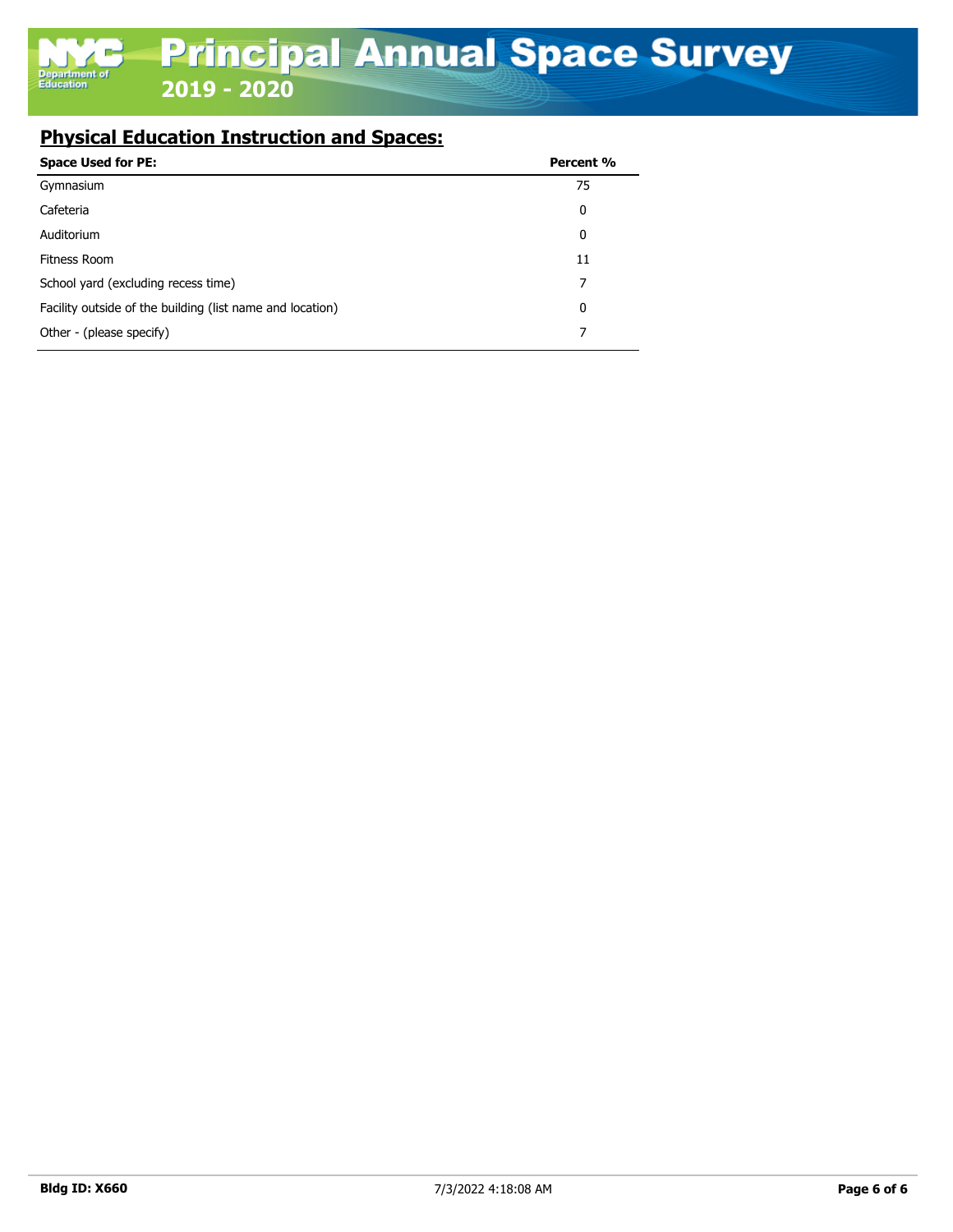## Physical Education Instruction and Spaces:

| Space Used for PE: | Percent % |
| --- | --- |
| Gymnasium | 75 |
| Cafeteria | 0 |
| Auditorium | 0 |
| Fitness Room | 11 |
| School yard (excluding recess time) | 7 |
| Facility outside of the building (list name and location) | 0 |
| Other - (please specify) | 7 |